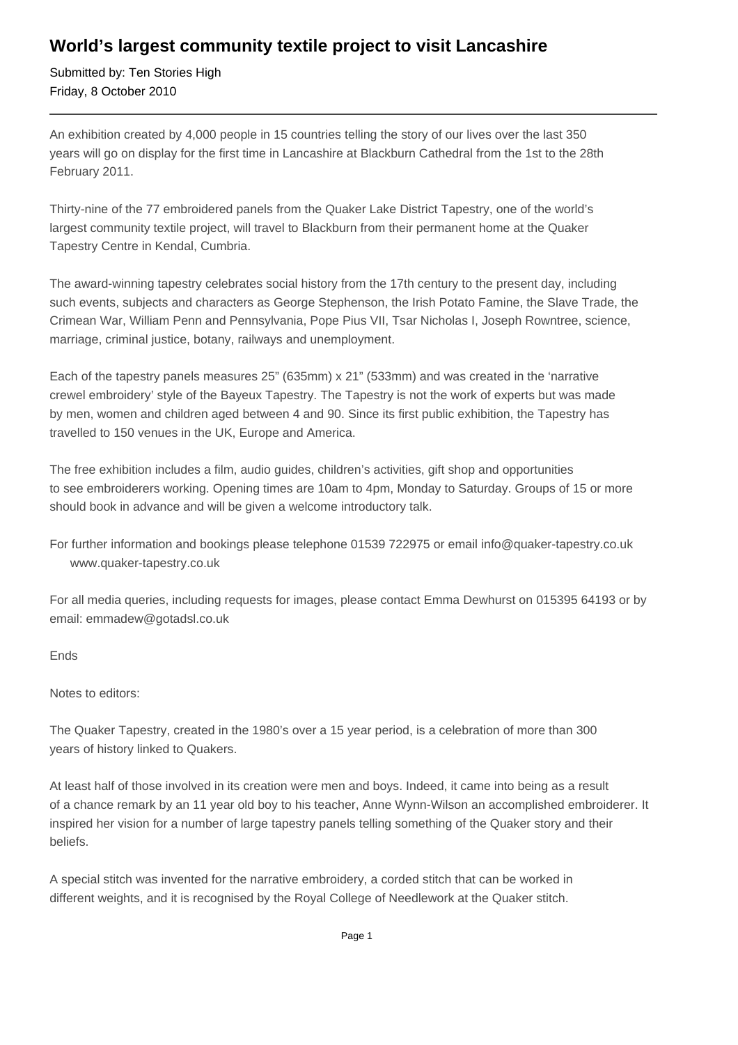# World's largest community textile project to visit Lancashire

Submitted by: Ten Stories High
Friday, 8 October 2010

---

An exhibition created by 4,000 people in 15 countries telling the story of our lives over the last 350 years will go on display for the first time in Lancashire at Blackburn Cathedral from the 1st to the 28th February 2011.

Thirty-nine of the 77 embroidered panels from the Quaker Lake District Tapestry, one of the world's largest community textile project, will travel to Blackburn from their permanent home at the Quaker Tapestry Centre in Kendal, Cumbria.

The award-winning tapestry celebrates social history from the 17th century to the present day, including such events, subjects and characters as George Stephenson, the Irish Potato Famine, the Slave Trade, the Crimean War, William Penn and Pennsylvania, Pope Pius VII, Tsar Nicholas I, Joseph Rowntree, science, marriage, criminal justice, botany, railways and unemployment.

Each of the tapestry panels measures 25" (635mm) x 21" (533mm) and was created in the 'narrative crewel embroidery' style of the Bayeux Tapestry. The Tapestry is not the work of experts but was made by men, women and children aged between 4 and 90. Since its first public exhibition, the Tapestry has travelled to 150 venues in the UK, Europe and America.

The free exhibition includes a film, audio guides, children's activities, gift shop and opportunities to see embroiderers working. Opening times are 10am to 4pm, Monday to Saturday. Groups of 15 or more should book in advance and will be given a welcome introductory talk.

For further information and bookings please telephone 01539 722975 or email info@quaker-tapestry.co.uk www.quaker-tapestry.co.uk

For all media queries, including requests for images, please contact Emma Dewhurst on 015395 64193 or by email: emmadew@gotadsl.co.uk

Ends

Notes to editors:

The Quaker Tapestry, created in the 1980's over a 15 year period, is a celebration of more than 300 years of history linked to Quakers.

At least half of those involved in its creation were men and boys. Indeed, it came into being as a result of a chance remark by an 11 year old boy to his teacher, Anne Wynn-Wilson an accomplished embroiderer. It inspired her vision for a number of large tapestry panels telling something of the Quaker story and their beliefs.

A special stitch was invented for the narrative embroidery, a corded stitch that can be worked in different weights, and it is recognised by the Royal College of Needlework at the Quaker stitch.